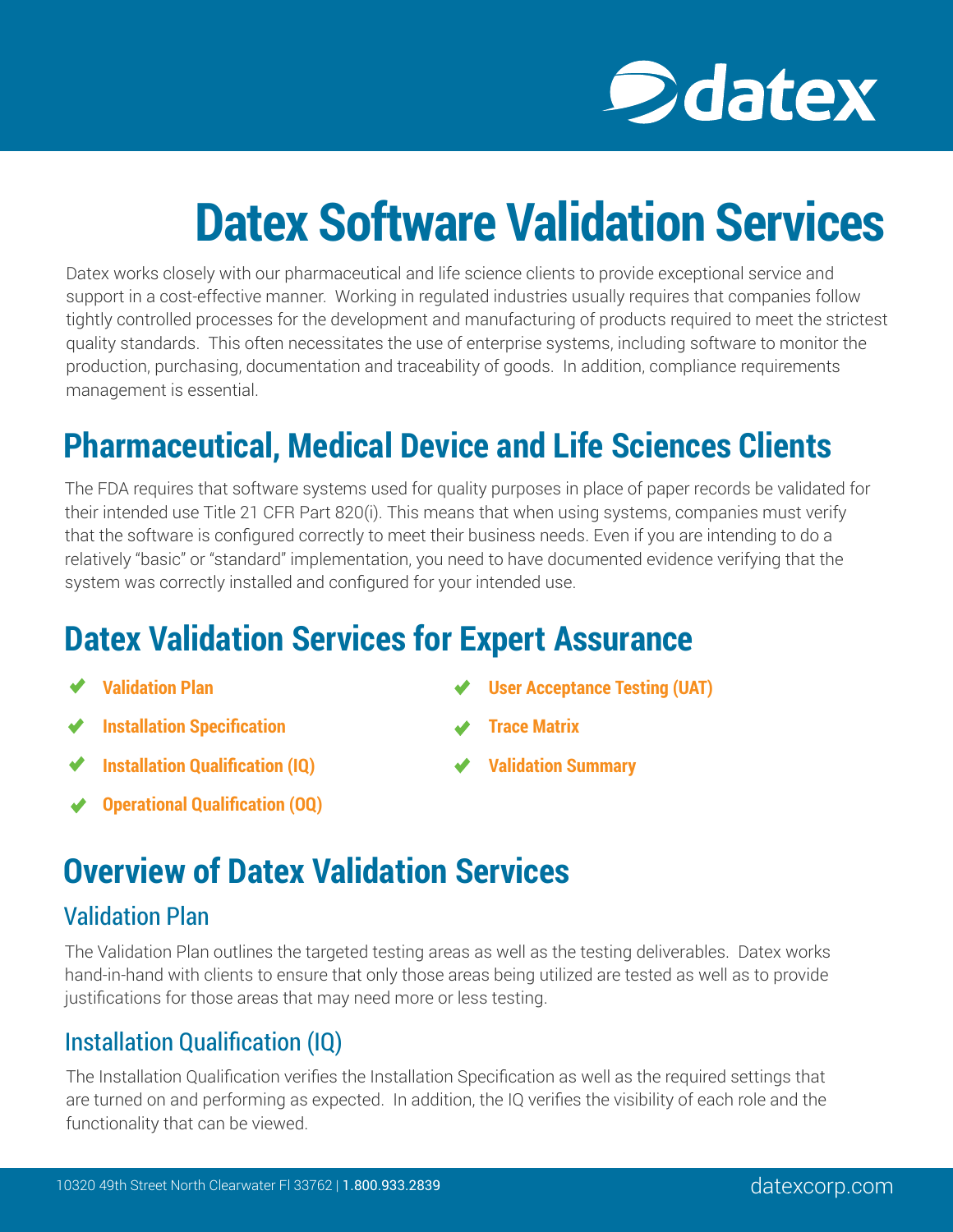# Datex Software Validation Services

Datex works closely with our pharmaceutical and life science clients to provide exceptional service and support in a cost-effective manner. Working in regulated industries usually requires that companies follow tightly controlled processes for the development and manufacturing of products required to meet the strictest quality standards. This often necessitates the use of enterprise systems, including software to monitor the production, purchasing, documentation and traceability of goods. In addition, compliance requirements management is essential.

## Pharmaceutical, Medical Device and Life Sciences Clients

The FDA requires that software systems used for quality purposes in place of paper records be validated for their intended use Title 21 CFR Part 820(i). This means that when using systems, companies must verify that the software is configured correctly to meet their business needs. Even if you are intending to do a relatively "basic" or "standard" implementation, you need to have documented evidence verifying that the system was correctly installed and configured for your intended use.

## Datex Validation Services for Expert Assurance

- ✔ **Validation Plan**
- ✔ **Installation Specification**
- ✔ **Installation Qualification (IQ)**
- ✔ **Operational Qualification (OQ)**
- ✔ **User Acceptance Testing (UAT)**
- ✔ **Trace Matrix**
- ✔ **Validation Summary**

## Overview of Datex Validation Services

### Validation Plan

The Validation Plan outlines the targeted testing areas as well as the testing deliverables. Datex works hand-in-hand with clients to ensure that only those areas being utilized are tested as well as to provide justifications for those areas that may need more or less testing.

### Installation Qualification (IQ)

The Installation Qualification verifies the Installation Specification as well as the required settings that are turned on and performing as expected. In addition, the IQ verifies the visibility of each role and the functionality that can be viewed.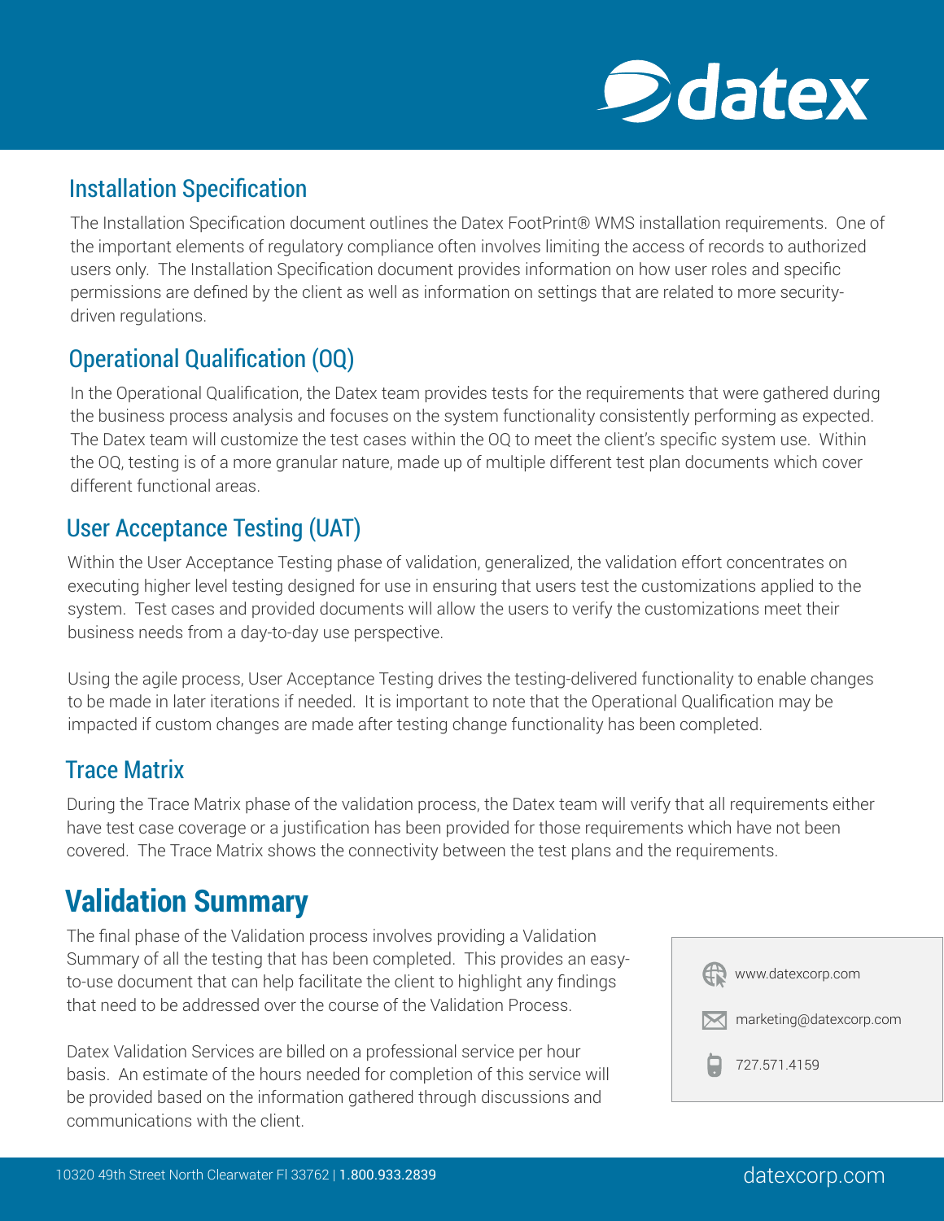## Installation Specification

The Installation Specification document outlines the Datex FootPrint® WMS installation requirements. One of the important elements of regulatory compliance often involves limiting the access of records to authorized users only. The Installation Specification document provides information on how user roles and specific permissions are defined by the client as well as information on settings that are related to more security-driven regulations.

## Operational Qualification (OQ)

In the Operational Qualification, the Datex team provides tests for the requirements that were gathered during the business process analysis and focuses on the system functionality consistently performing as expected. The Datex team will customize the test cases within the OQ to meet the client's specific system use. Within the OQ, testing is of a more granular nature, made up of multiple different test plan documents which cover different functional areas.

## User Acceptance Testing (UAT)

Within the User Acceptance Testing phase of validation, generalized, the validation effort concentrates on executing higher level testing designed for use in ensuring that users test the customizations applied to the system. Test cases and provided documents will allow the users to verify the customizations meet their business needs from a day-to-day use perspective.

Using the agile process, User Acceptance Testing drives the testing-delivered functionality to enable changes to be made in later iterations if needed. It is important to note that the Operational Qualification may be impacted if custom changes are made after testing change functionality has been completed.

## Trace Matrix

During the Trace Matrix phase of the validation process, the Datex team will verify that all requirements either have test case coverage or a justification has been provided for those requirements which have not been covered. The Trace Matrix shows the connectivity between the test plans and the requirements.

# Validation Summary

The final phase of the Validation process involves providing a Validation Summary of all the testing that has been completed. This provides an easy-to-use document that can help facilitate the client to highlight any findings that need to be addressed over the course of the Validation Process.

Datex Validation Services are billed on a professional service per hour basis. An estimate of the hours needed for completion of this service will be provided based on the information gathered through discussions and communications with the client.

www.datexcorp.com

marketing@datexcorp.com

727.571.4159

10320 49th Street North Clearwater Fl 33762 | **1.800.933.2839**

datexcorp.com